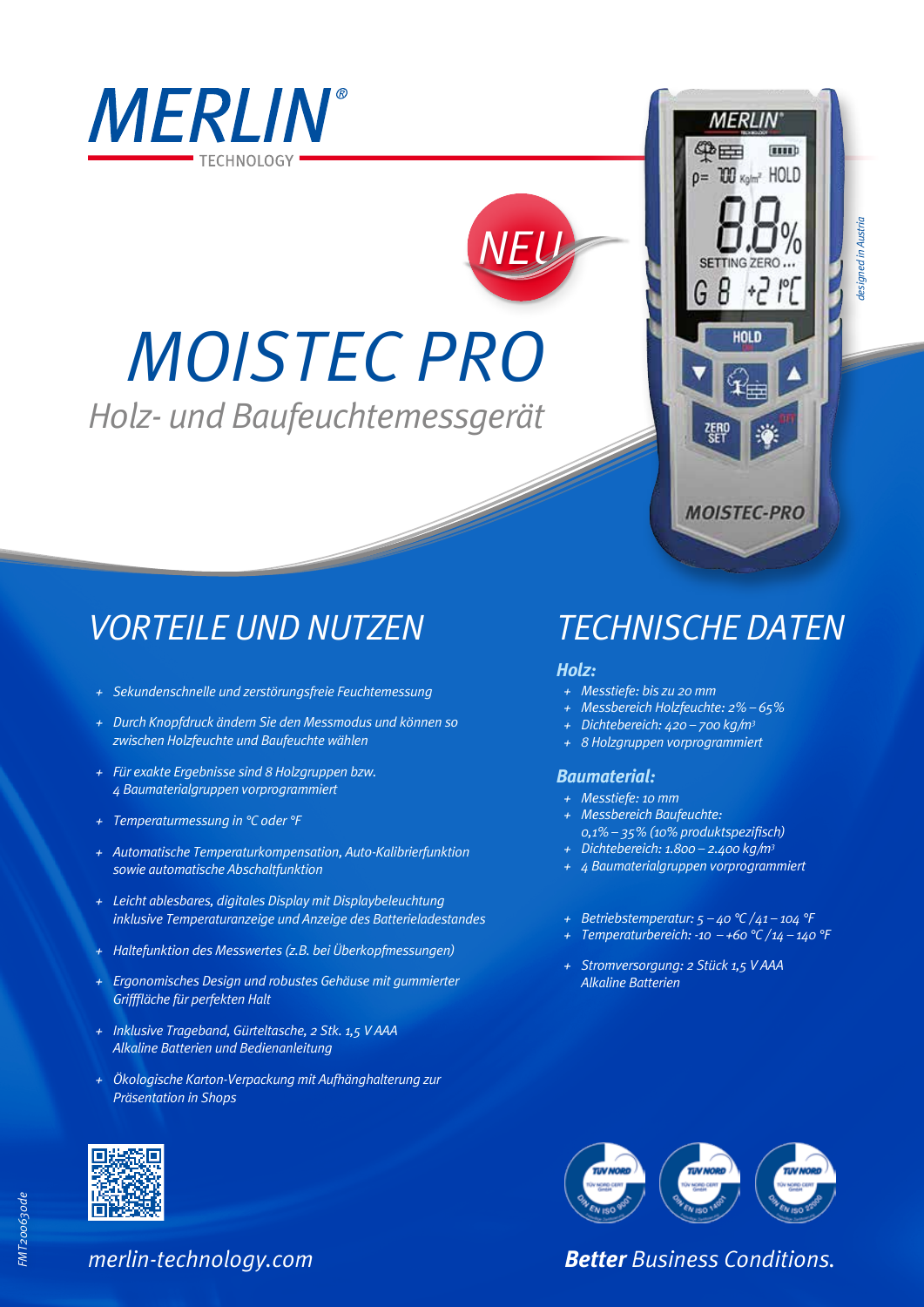# MERLIN®

TECHNOLOGY

NEU

# MOISTEC PRO

*Holz- und Baufeuchtemessgerät*

*designed in Austria*

## VORTEILE UND NUTZEN

- *Sekundenschnelle und zerstörungsfreie Feuchtemessung*
- *Durch Knopfdruck ändern Sie den Messmodus und können so zwischen Holzfeuchte und Baufeuchte wählen*
- *Für exakte Ergebnisse sind 8 Holzgruppen bzw. 4 Baumaterialgruppen vorprogrammiert*
- *Temperaturmessung in °C oder °F*
- *Automatische Temperaturkompensation, Auto-Kalibrierfunktion sowie automatische Abschaltfunktion*
- *Leicht ablesbares, digitales Display mit Displaybeleuchtung inklusive Temperaturanzeige und Anzeige des Batterieladestandes*
- *Haltefunktion des Messwertes (z.B. bei Überkopfmessungen)*
- *Ergonomisches Design und robustes Gehäuse mit gummierter Grifffläche für perfekten Halt*
- *Inklusive Trageband, Gürteltasche, 2 Stk. 1,5 V AAA Alkaline Batterien und Bedienanleitung*
- *Ökologische Karton-Verpackung mit Aufhänghalterung zur Präsentation in Shops*

## TECHNISCHE DATEN

### Holz:

- *Messtiefe: bis zu 20 mm*
- *Messbereich Holzfeuchte: 2% – 65%*
- *Dichtebereich: 420 – 700 kg/m³*
- *8 Holzgruppen vorprogrammiert*

### Baumaterial:

- *Messtiefe: 10 mm*
- *Messbereich Baufeuchte: 0,1% – 35% (10% produktspezifisch)*
- *Dichtebereich: 1.800 – 2.400 kg/m³*
- *4 Baumaterialgruppen vorprogrammiert*

- *Betriebstemperatur: 5 – 40 °C / 41 – 104 °F*
- *Temperaturbereich: -10 – +60 °C / 14 – 140 °F*

- *Stromversorgung: 2 Stück 1,5 V AAA Alkaline Batterien*

TÜV NORD DIN EN ISO 9001 · TÜV NORD DIN EN ISO 14001 · TÜV NORD DIN EN ISO 22000

*merlin-technology.com*

***Better** Business Conditions.*

FMT20063de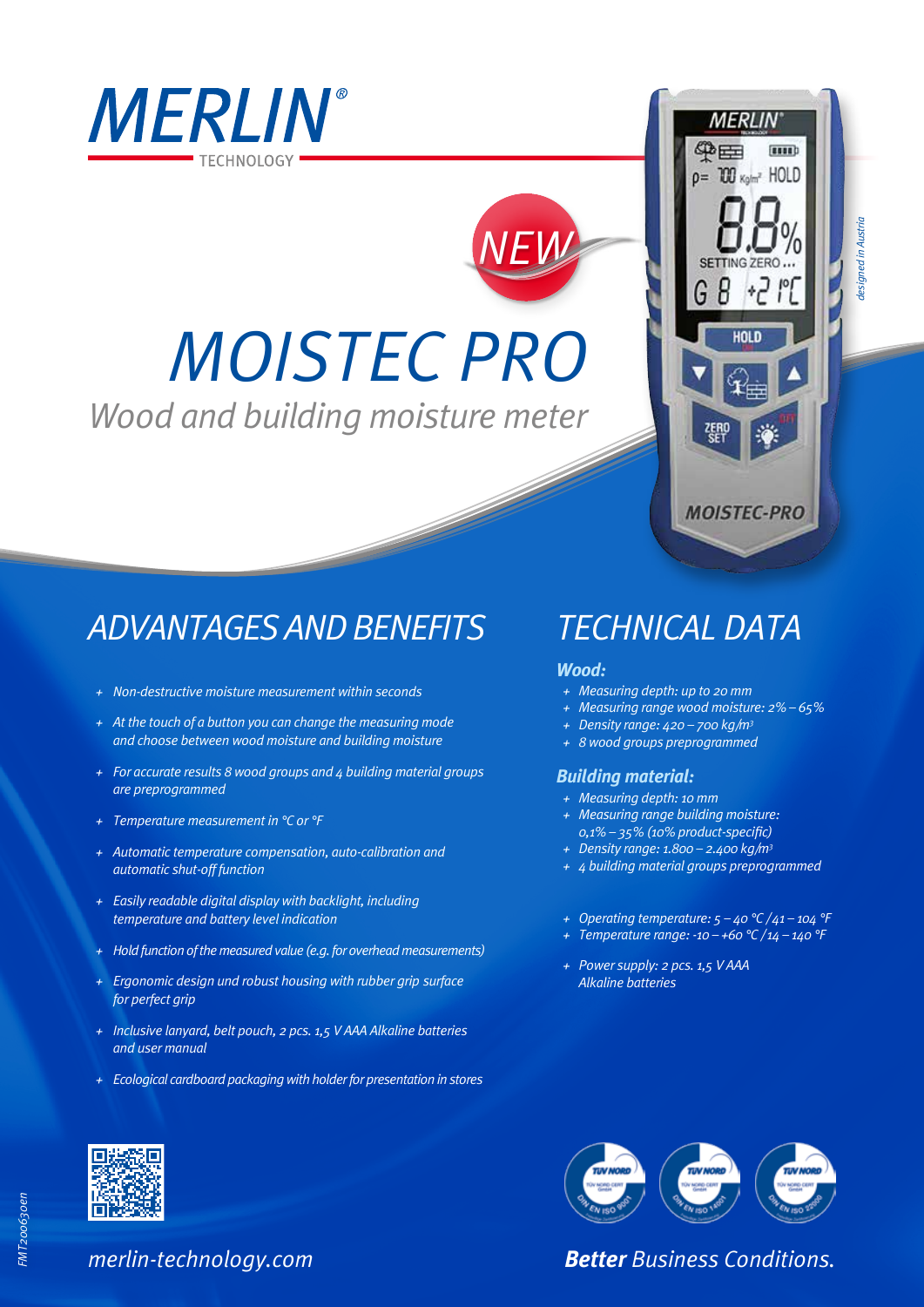# MERLIN®

TECHNOLOGY

NEW

# MOISTEC PRO

*Wood and building moisture meter*

*designed in Austria*

## ADVANTAGES AND BENEFITS

- *Non-destructive moisture measurement within seconds*
- *At the touch of a button you can change the measuring mode and choose between wood moisture and building moisture*
- *For accurate results 8 wood groups and 4 building material groups are preprogrammed*
- *Temperature measurement in °C or °F*
- *Automatic temperature compensation, auto-calibration and automatic shut-off function*
- *Easily readable digital display with backlight, including temperature and battery level indication*
- *Hold function of the measured value (e.g. for overhead measurements)*
- *Ergonomic design und robust housing with rubber grip surface for perfect grip*
- *Inclusive lanyard, belt pouch, 2 pcs. 1,5 V AAA Alkaline batteries and user manual*
- *Ecological cardboard packaging with holder for presentation in stores*

## TECHNICAL DATA

### Wood:

- *Measuring depth: up to 20 mm*
- *Measuring range wood moisture: 2% – 65%*
- *Density range: 420 – 700 kg/m³*
- *8 wood groups preprogrammed*

### Building material:

- *Measuring depth: 10 mm*
- *Measuring range building moisture: 0,1% – 35% (10% product-specific)*
- *Density range: 1.800 – 2.400 kg/m³*
- *4 building material groups preprogrammed*

- *Operating temperature: 5 – 40 °C / 41 – 104 °F*
- *Temperature range: -10 – +60 °C / 14 – 140 °F*

- *Power supply: 2 pcs. 1,5 V AAA Alkaline batteries*

FMT20063oen

*merlin-technology.com*

***Better** Business Conditions.*